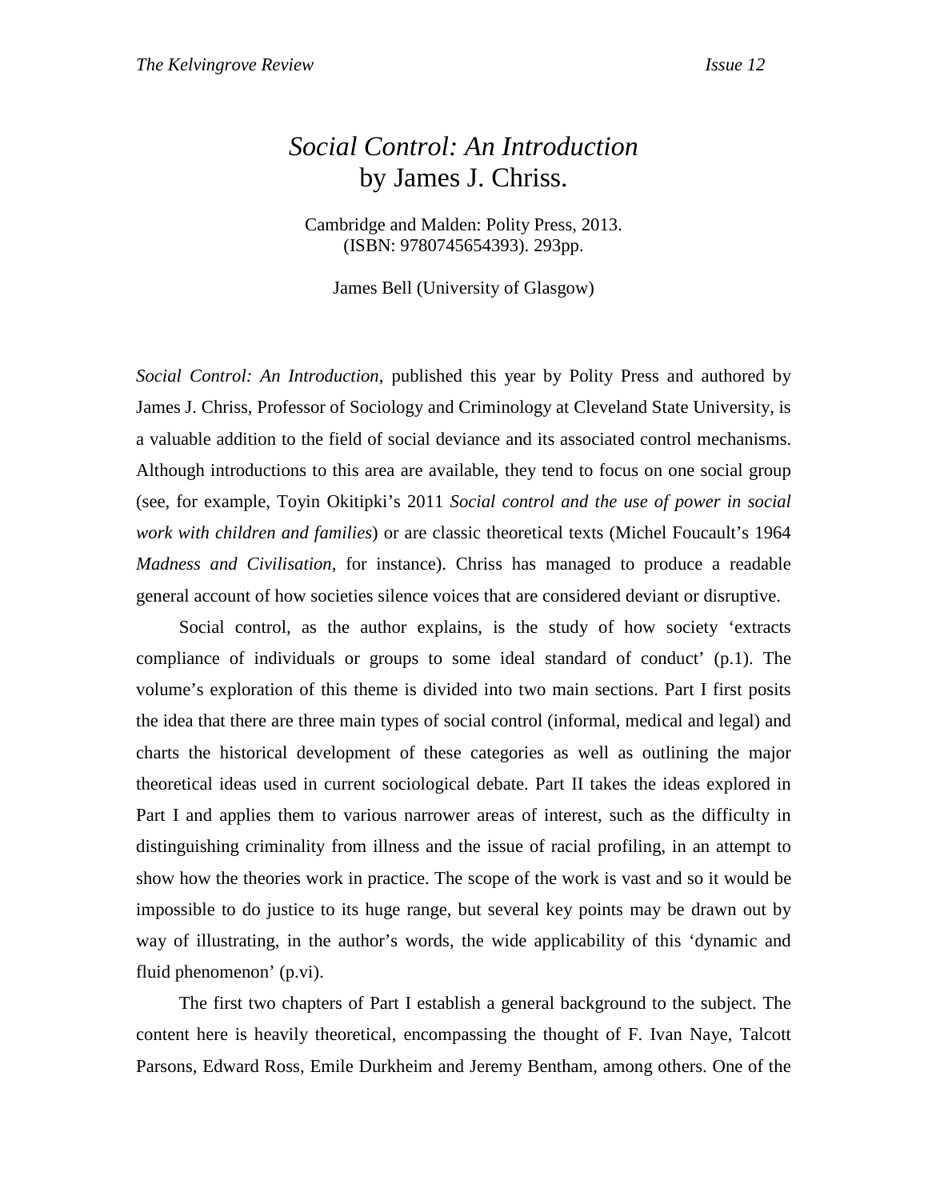# *Social Control: An Introduction* by James J. Chriss.

Cambridge and Malden: Polity Press, 2013.
(ISBN: 9780745654393). 293pp.

James Bell (University of Glasgow)

*Social Control: An Introduction*, published this year by Polity Press and authored by James J. Chriss, Professor of Sociology and Criminology at Cleveland State University, is a valuable addition to the field of social deviance and its associated control mechanisms. Although introductions to this area are available, they tend to focus on one social group (see, for example, Toyin Okitipki's 2011 *Social control and the use of power in social work with children and families*) or are classic theoretical texts (Michel Foucault's 1964 *Madness and Civilisation*, for instance). Chriss has managed to produce a readable general account of how societies silence voices that are considered deviant or disruptive.

Social control, as the author explains, is the study of how society 'extracts compliance of individuals or groups to some ideal standard of conduct' (p.1). The volume's exploration of this theme is divided into two main sections. Part I first posits the idea that there are three main types of social control (informal, medical and legal) and charts the historical development of these categories as well as outlining the major theoretical ideas used in current sociological debate. Part II takes the ideas explored in Part I and applies them to various narrower areas of interest, such as the difficulty in distinguishing criminality from illness and the issue of racial profiling, in an attempt to show how the theories work in practice. The scope of the work is vast and so it would be impossible to do justice to its huge range, but several key points may be drawn out by way of illustrating, in the author's words, the wide applicability of this 'dynamic and fluid phenomenon' (p.vi).

The first two chapters of Part I establish a general background to the subject. The content here is heavily theoretical, encompassing the thought of F. Ivan Naye, Talcott Parsons, Edward Ross, Emile Durkheim and Jeremy Bentham, among others. One of the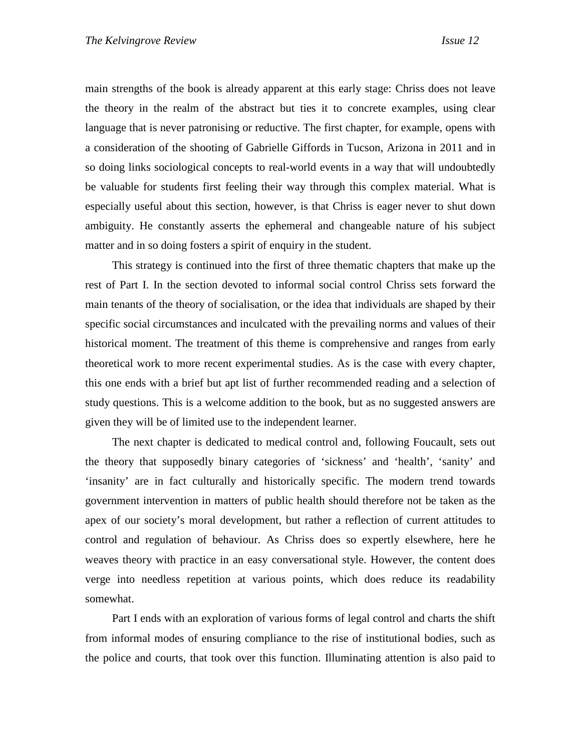main strengths of the book is already apparent at this early stage: Chriss does not leave the theory in the realm of the abstract but ties it to concrete examples, using clear language that is never patronising or reductive. The first chapter, for example, opens with a consideration of the shooting of Gabrielle Giffords in Tucson, Arizona in 2011 and in so doing links sociological concepts to real-world events in a way that will undoubtedly be valuable for students first feeling their way through this complex material. What is especially useful about this section, however, is that Chriss is eager never to shut down ambiguity. He constantly asserts the ephemeral and changeable nature of his subject matter and in so doing fosters a spirit of enquiry in the student.

This strategy is continued into the first of three thematic chapters that make up the rest of Part I. In the section devoted to informal social control Chriss sets forward the main tenants of the theory of socialisation, or the idea that individuals are shaped by their specific social circumstances and inculcated with the prevailing norms and values of their historical moment. The treatment of this theme is comprehensive and ranges from early theoretical work to more recent experimental studies. As is the case with every chapter, this one ends with a brief but apt list of further recommended reading and a selection of study questions. This is a welcome addition to the book, but as no suggested answers are given they will be of limited use to the independent learner.

The next chapter is dedicated to medical control and, following Foucault, sets out the theory that supposedly binary categories of 'sickness' and 'health', 'sanity' and 'insanity' are in fact culturally and historically specific. The modern trend towards government intervention in matters of public health should therefore not be taken as the apex of our society's moral development, but rather a reflection of current attitudes to control and regulation of behaviour. As Chriss does so expertly elsewhere, here he weaves theory with practice in an easy conversational style. However, the content does verge into needless repetition at various points, which does reduce its readability somewhat.

Part I ends with an exploration of various forms of legal control and charts the shift from informal modes of ensuring compliance to the rise of institutional bodies, such as the police and courts, that took over this function. Illuminating attention is also paid to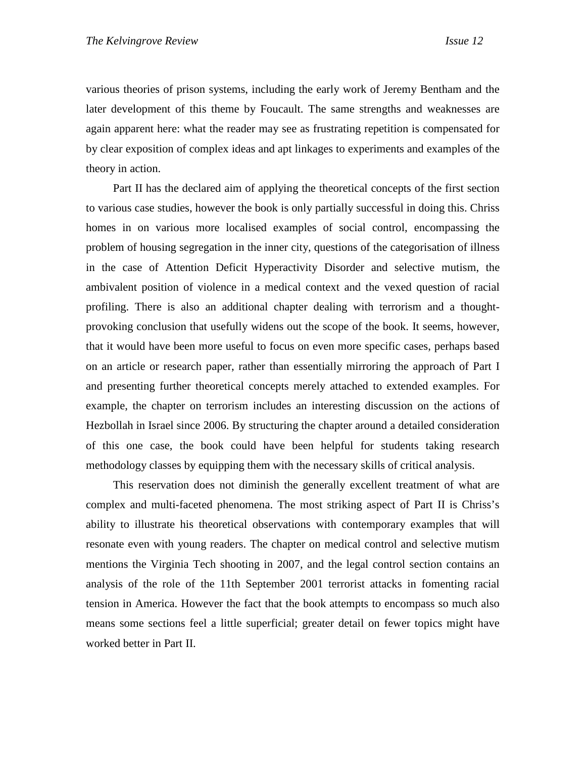various theories of prison systems, including the early work of Jeremy Bentham and the later development of this theme by Foucault. The same strengths and weaknesses are again apparent here: what the reader may see as frustrating repetition is compensated for by clear exposition of complex ideas and apt linkages to experiments and examples of the theory in action.

Part II has the declared aim of applying the theoretical concepts of the first section to various case studies, however the book is only partially successful in doing this. Chriss homes in on various more localised examples of social control, encompassing the problem of housing segregation in the inner city, questions of the categorisation of illness in the case of Attention Deficit Hyperactivity Disorder and selective mutism, the ambivalent position of violence in a medical context and the vexed question of racial profiling. There is also an additional chapter dealing with terrorism and a thought-provoking conclusion that usefully widens out the scope of the book. It seems, however, that it would have been more useful to focus on even more specific cases, perhaps based on an article or research paper, rather than essentially mirroring the approach of Part I and presenting further theoretical concepts merely attached to extended examples. For example, the chapter on terrorism includes an interesting discussion on the actions of Hezbollah in Israel since 2006. By structuring the chapter around a detailed consideration of this one case, the book could have been helpful for students taking research methodology classes by equipping them with the necessary skills of critical analysis.

This reservation does not diminish the generally excellent treatment of what are complex and multi-faceted phenomena. The most striking aspect of Part II is Chriss's ability to illustrate his theoretical observations with contemporary examples that will resonate even with young readers. The chapter on medical control and selective mutism mentions the Virginia Tech shooting in 2007, and the legal control section contains an analysis of the role of the 11th September 2001 terrorist attacks in fomenting racial tension in America. However the fact that the book attempts to encompass so much also means some sections feel a little superficial; greater detail on fewer topics might have worked better in Part II.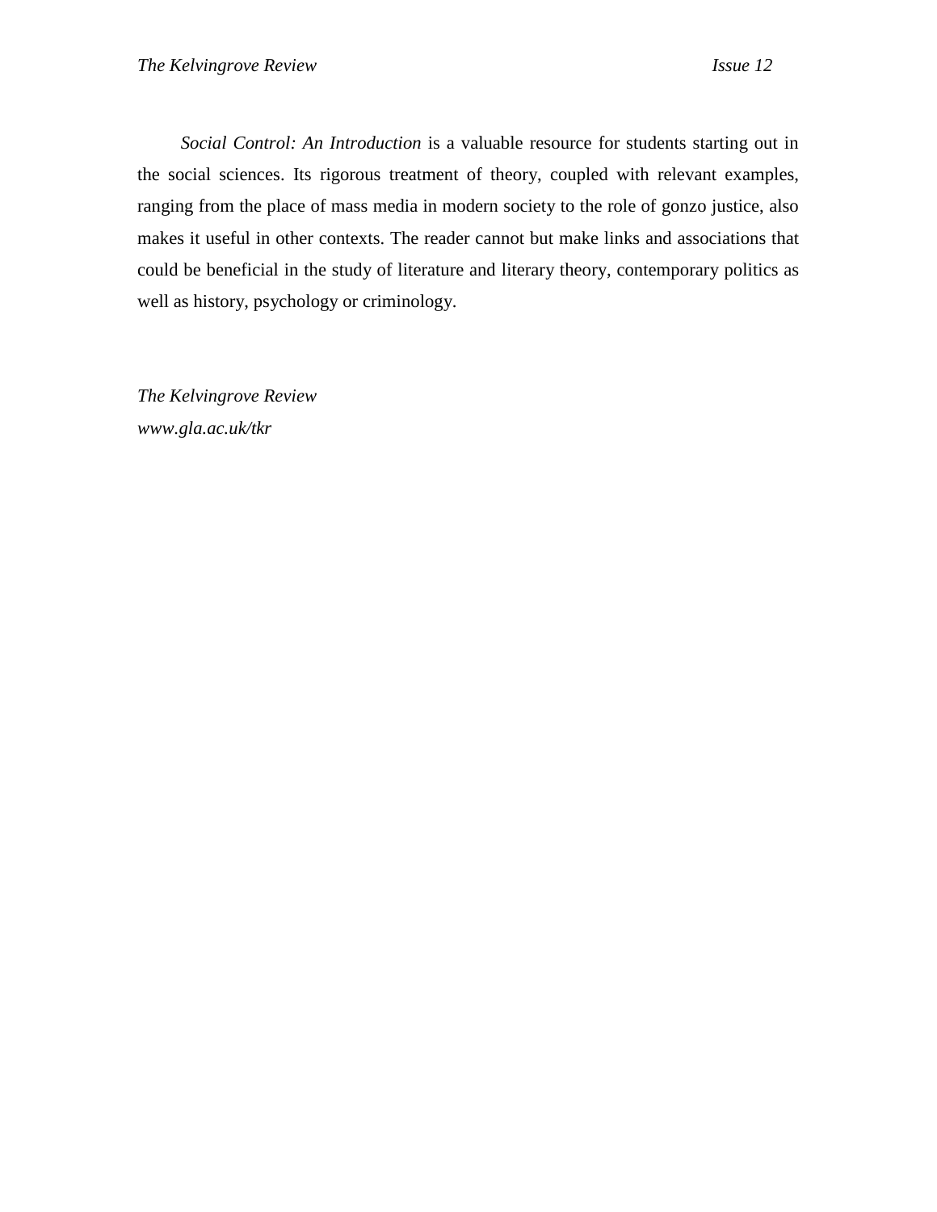*Social Control: An Introduction* is a valuable resource for students starting out in the social sciences. Its rigorous treatment of theory, coupled with relevant examples, ranging from the place of mass media in modern society to the role of gonzo justice, also makes it useful in other contexts. The reader cannot but make links and associations that could be beneficial in the study of literature and literary theory, contemporary politics as well as history, psychology or criminology.

*The Kelvingrove Review*
*www.gla.ac.uk/tkr*